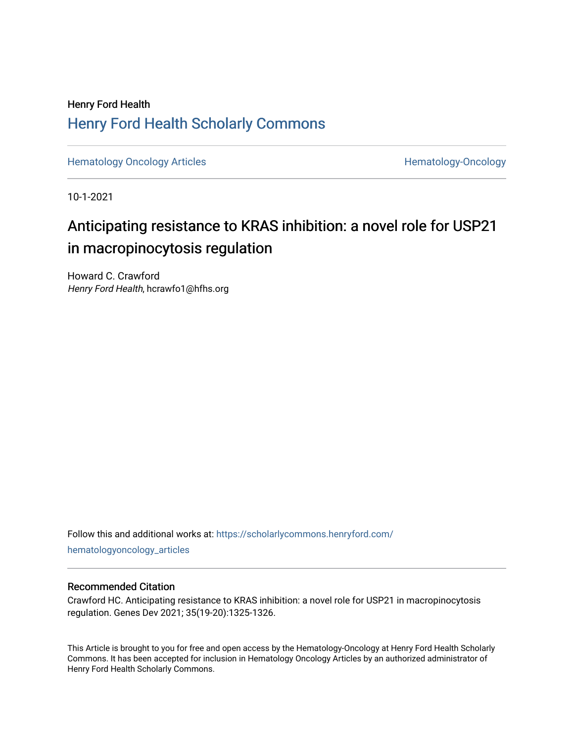Henry Ford Health

## Henry Ford Health Scholarly Commons

Hematology Oncology Articles | Hematology-Oncology

10-1-2021

# Anticipating resistance to KRAS inhibition: a novel role for USP21 in macropinocytosis regulation

Howard C. Crawford
*Henry Ford Health*, hcrawfo1@hfhs.org

Follow this and additional works at: https://scholarlycommons.henryford.com/hematologyoncology_articles

### Recommended Citation

Crawford HC. Anticipating resistance to KRAS inhibition: a novel role for USP21 in macropinocytosis regulation. Genes Dev 2021; 35(19-20):1325-1326.

This Article is brought to you for free and open access by the Hematology-Oncology at Henry Ford Health Scholarly Commons. It has been accepted for inclusion in Hematology Oncology Articles by an authorized administrator of Henry Ford Health Scholarly Commons.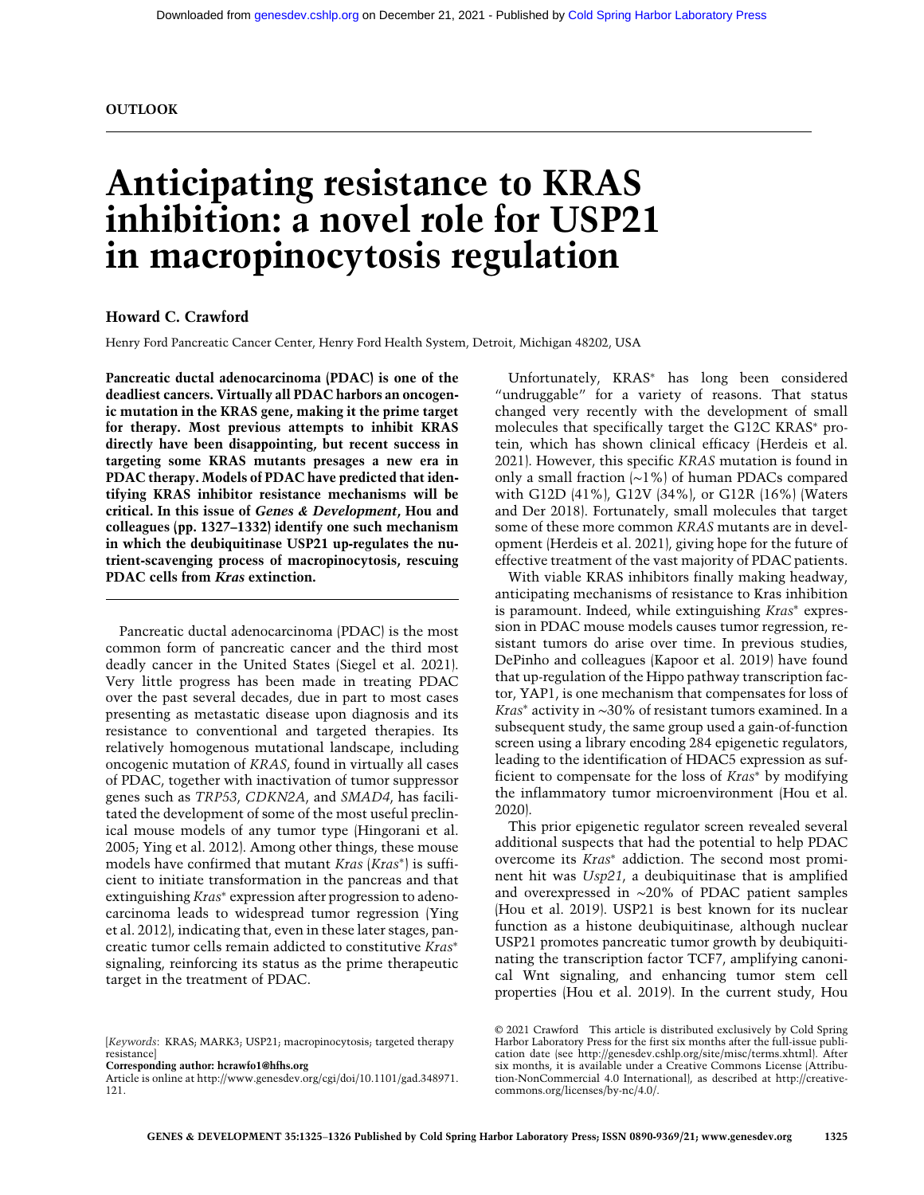**OUTLOOK**

# Anticipating resistance to KRAS inhibition: a novel role for USP21 in macropinocytosis regulation

**Howard C. Crawford**

Henry Ford Pancreatic Cancer Center, Henry Ford Health System, Detroit, Michigan 48202, USA

**Pancreatic ductal adenocarcinoma (PDAC) is one of the deadliest cancers. Virtually all PDAC harbors an oncogenic mutation in the KRAS gene, making it the prime target for therapy. Most previous attempts to inhibit KRAS directly have been disappointing, but recent success in targeting some KRAS mutants presages a new era in PDAC therapy. Models of PDAC have predicted that identifying KRAS inhibitor resistance mechanisms will be critical. In this issue of *Genes & Development*, Hou and colleagues (pp. 1327–1332) identify one such mechanism in which the deubiquitinase USP21 up-regulates the nutrient-scavenging process of macropinocytosis, rescuing PDAC cells from *Kras* extinction.**

Pancreatic ductal adenocarcinoma (PDAC) is the most common form of pancreatic cancer and the third most deadly cancer in the United States (Siegel et al. 2021). Very little progress has been made in treating PDAC over the past several decades, due in part to most cases presenting as metastatic disease upon diagnosis and its resistance to conventional and targeted therapies. Its relatively homogenous mutational landscape, including oncogenic mutation of *KRAS*, found in virtually all cases of PDAC, together with inactivation of tumor suppressor genes such as *TRP53*, *CDKN2A*, and *SMAD4*, has facilitated the development of some of the most useful preclinical mouse models of any tumor type (Hingorani et al. 2005; Ying et al. 2012). Among other things, these mouse models have confirmed that mutant *Kras* (*Kras\**) is sufficient to initiate transformation in the pancreas and that extinguishing *Kras\** expression after progression to adenocarcinoma leads to widespread tumor regression (Ying et al. 2012), indicating that, even in these later stages, pancreatic tumor cells remain addicted to constitutive *Kras\** signaling, reinforcing its status as the prime therapeutic target in the treatment of PDAC.

Unfortunately, KRAS\* has long been considered "undruggable" for a variety of reasons. That status changed very recently with the development of small molecules that specifically target the G12C KRAS\* protein, which has shown clinical efficacy (Herdeis et al. 2021). However, this specific *KRAS* mutation is found in only a small fraction (~1%) of human PDACs compared with G12D (41%), G12V (34%), or G12R (16%) (Waters and Der 2018). Fortunately, small molecules that target some of these more common *KRAS* mutants are in development (Herdeis et al. 2021), giving hope for the future of effective treatment of the vast majority of PDAC patients.

With viable KRAS inhibitors finally making headway, anticipating mechanisms of resistance to Kras inhibition is paramount. Indeed, while extinguishing *Kras\** expression in PDAC mouse models causes tumor regression, resistant tumors do arise over time. In previous studies, DePinho and colleagues (Kapoor et al. 2019) have found that up-regulation of the Hippo pathway transcription factor, YAP1, is one mechanism that compensates for loss of *Kras\** activity in ~30% of resistant tumors examined. In a subsequent study, the same group used a gain-of-function screen using a library encoding 284 epigenetic regulators, leading to the identification of HDAC5 expression as sufficient to compensate for the loss of *Kras\** by modifying the inflammatory tumor microenvironment (Hou et al. 2020).

This prior epigenetic regulator screen revealed several additional suspects that had the potential to help PDAC overcome its *Kras\** addiction. The second most prominent hit was *Usp21*, a deubiquitinase that is amplified and overexpressed in ~20% of PDAC patient samples (Hou et al. 2019). USP21 is best known for its nuclear function as a histone deubiquitinase, although nuclear USP21 promotes pancreatic tumor growth by deubiquitinating the transcription factor TCF7, amplifying canonical Wnt signaling, and enhancing tumor stem cell properties (Hou et al. 2019). In the current study, Hou

[*Keywords*: KRAS; MARK3; USP21; macropinocytosis; targeted therapy resistance]
**Corresponding author: hcrawfo1@hfhs.org**
Article is online at http://www.genesdev.org/cgi/doi/10.1101/gad.348971.121.

© 2021 Crawford This article is distributed exclusively by Cold Spring Harbor Laboratory Press for the first six months after the full-issue publication date (see http://genesdev.cshlp.org/site/misc/terms.xhtml). After six months, it is available under a Creative Commons License (Attribution-NonCommercial 4.0 International), as described at http://creativecommons.org/licenses/by-nc/4.0/.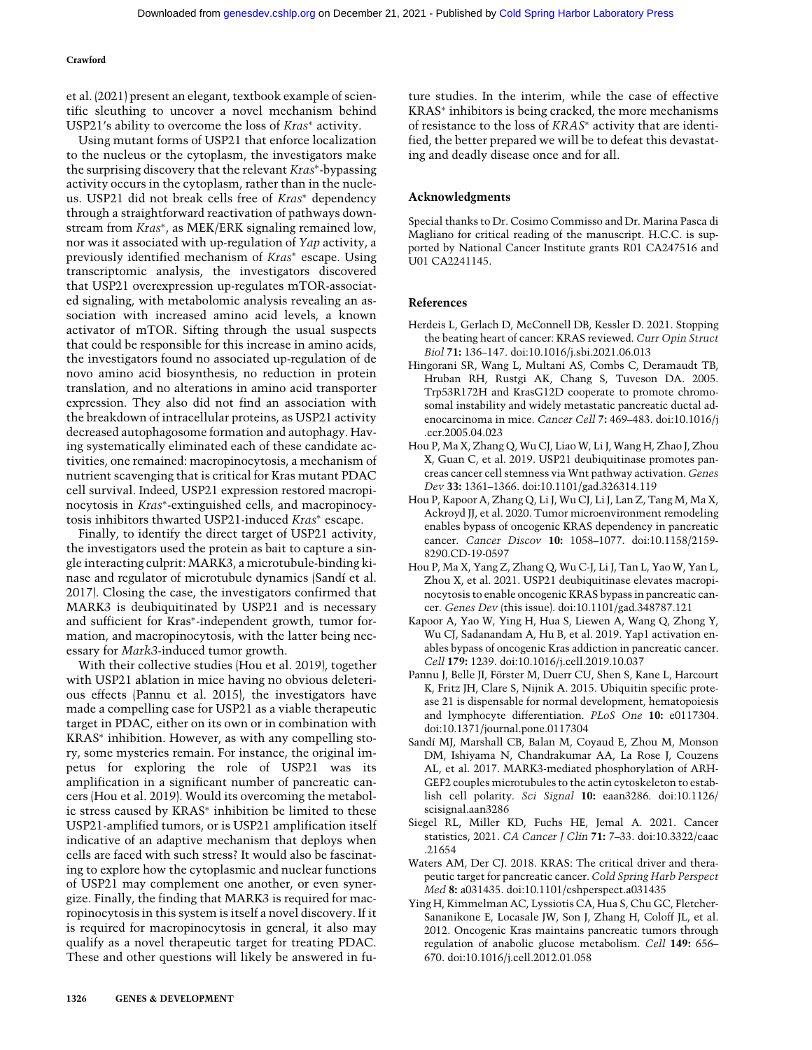et al. (2021) present an elegant, textbook example of scientific sleuthing to uncover a novel mechanism behind USP21's ability to overcome the loss of *Kras** activity.

Using mutant forms of USP21 that enforce localization to the nucleus or the cytoplasm, the investigators make the surprising discovery that the relevant *Kras**-bypassing activity occurs in the cytoplasm, rather than in the nucleus. USP21 did not break cells free of *Kras** dependency through a straightforward reactivation of pathways downstream from *Kras**, as MEK/ERK signaling remained low, nor was it associated with up-regulation of *Yap* activity, a previously identified mechanism of *Kras** escape. Using transcriptomic analysis, the investigators discovered that USP21 overexpression up-regulates mTOR-associated signaling, with metabolomic analysis revealing an association with increased amino acid levels, a known activator of mTOR. Sifting through the usual suspects that could be responsible for this increase in amino acids, the investigators found no associated up-regulation of de novo amino acid biosynthesis, no reduction in protein translation, and no alterations in amino acid transporter expression. They also did not find an association with the breakdown of intracellular proteins, as USP21 activity decreased autophagosome formation and autophagy. Having systematically eliminated each of these candidate activities, one remained: macropinocytosis, a mechanism of nutrient scavenging that is critical for Kras mutant PDAC cell survival. Indeed, USP21 expression restored macropinocytosis in *Kras**-extinguished cells, and macropinocytosis inhibitors thwarted USP21-induced *Kras** escape.

Finally, to identify the direct target of USP21 activity, the investigators used the protein as bait to capture a single interacting culprit: MARK3, a microtubule-binding kinase and regulator of microtubule dynamics (Sandí et al. 2017). Closing the case, the investigators confirmed that MARK3 is deubiquitinated by USP21 and is necessary and sufficient for Kras*-independent growth, tumor formation, and macropinocytosis, with the latter being necessary for *Mark3*-induced tumor growth.

With their collective studies (Hou et al. 2019), together with USP21 ablation in mice having no obvious deleterious effects (Pannu et al. 2015), the investigators have made a compelling case for USP21 as a viable therapeutic target in PDAC, either on its own or in combination with KRAS* inhibition. However, as with any compelling story, some mysteries remain. For instance, the original impetus for exploring the role of USP21 was its amplification in a significant number of pancreatic cancers (Hou et al. 2019). Would its overcoming the metabolic stress caused by KRAS* inhibition be limited to these USP21-amplified tumors, or is USP21 amplification itself indicative of an adaptive mechanism that deploys when cells are faced with such stress? It would also be fascinating to explore how the cytoplasmic and nuclear functions of USP21 may complement one another, or even synergize. Finally, the finding that MARK3 is required for macropinocytosis in this system is itself a novel discovery. If it is required for macropinocytosis in general, it also may qualify as a novel therapeutic target for treating PDAC. These and other questions will likely be answered in future studies. In the interim, while the case of effective KRAS* inhibitors is being cracked, the more mechanisms of resistance to the loss of *KRAS** activity that are identified, the better prepared we will be to defeat this devastating and deadly disease once and for all.

## Acknowledgments

Special thanks to Dr. Cosimo Commisso and Dr. Marina Pasca di Magliano for critical reading of the manuscript. H.C.C. is supported by National Cancer Institute grants R01 CA247516 and U01 CA2241145.

## References

Herdeis L, Gerlach D, McConnell DB, Kessler D. 2021. Stopping the beating heart of cancer: KRAS reviewed. *Curr Opin Struct Biol* **71:** 136–147. doi:10.1016/j.sbi.2021.06.013

Hingorani SR, Wang L, Multani AS, Combs C, Deramaudt TB, Hruban RH, Rustgi AK, Chang S, Tuveson DA. 2005. Trp53R172H and KrasG12D cooperate to promote chromosomal instability and widely metastatic pancreatic ductal adenocarcinoma in mice. *Cancer Cell* **7:** 469–483. doi:10.1016/j.ccr.2005.04.023

Hou P, Ma X, Zhang Q, Wu CJ, Liao W, Li J, Wang H, Zhao J, Zhou X, Guan C, et al. 2019. USP21 deubiquitinase promotes pancreas cancer cell stemness via Wnt pathway activation. *Genes Dev* **33:** 1361–1366. doi:10.1101/gad.326314.119

Hou P, Kapoor A, Zhang Q, Li J, Wu CJ, Li J, Lan Z, Tang M, Ma X, Ackroyd JJ, et al. 2020. Tumor microenvironment remodeling enables bypass of oncogenic KRAS dependency in pancreatic cancer. *Cancer Discov* **10:** 1058–1077. doi:10.1158/2159-8290.CD-19-0597

Hou P, Ma X, Yang Z, Zhang Q, Wu C-J, Li J, Tan L, Yao W, Yan L, Zhou X, et al. 2021. USP21 deubiquitinase elevates macropinocytosis to enable oncogenic KRAS bypass in pancreatic cancer. *Genes Dev* (this issue). doi:10.1101/gad.348787.121

Kapoor A, Yao W, Ying H, Hua S, Liewen A, Wang Q, Zhong Y, Wu CJ, Sadanandam A, Hu B, et al. 2019. Yap1 activation enables bypass of oncogenic Kras addiction in pancreatic cancer. *Cell* **179:** 1239. doi:10.1016/j.cell.2019.10.037

Pannu J, Belle JI, Förster M, Duerr CU, Shen S, Kane L, Harcourt K, Fritz JH, Clare S, Nijnik A. 2015. Ubiquitin specific protease 21 is dispensable for normal development, hematopoiesis and lymphocyte differentiation. *PLoS One* **10:** e0117304. doi:10.1371/journal.pone.0117304

Sandí MJ, Marshall CB, Balan M, Coyaud E, Zhou M, Monson DM, Ishiyama N, Chandrakumar AA, La Rose J, Couzens AL, et al. 2017. MARK3-mediated phosphorylation of ARHGEF2 couples microtubules to the actin cytoskeleton to establish cell polarity. *Sci Signal* **10:** eaan3286. doi:10.1126/scisignal.aan3286

Siegel RL, Miller KD, Fuchs HE, Jemal A. 2021. Cancer statistics, 2021. *CA Cancer J Clin* **71:** 7–33. doi:10.3322/caac.21654

Waters AM, Der CJ. 2018. KRAS: The critical driver and therapeutic target for pancreatic cancer. *Cold Spring Harb Perspect Med* **8:** a031435. doi:10.1101/cshperspect.a031435

Ying H, Kimmelman AC, Lyssiotis CA, Hua S, Chu GC, Fletcher-Sananikone E, Locasale JW, Son J, Zhang H, Coloff JL, et al. 2012. Oncogenic Kras maintains pancreatic tumors through regulation of anabolic glucose metabolism. *Cell* **149:** 656–670. doi:10.1016/j.cell.2012.01.058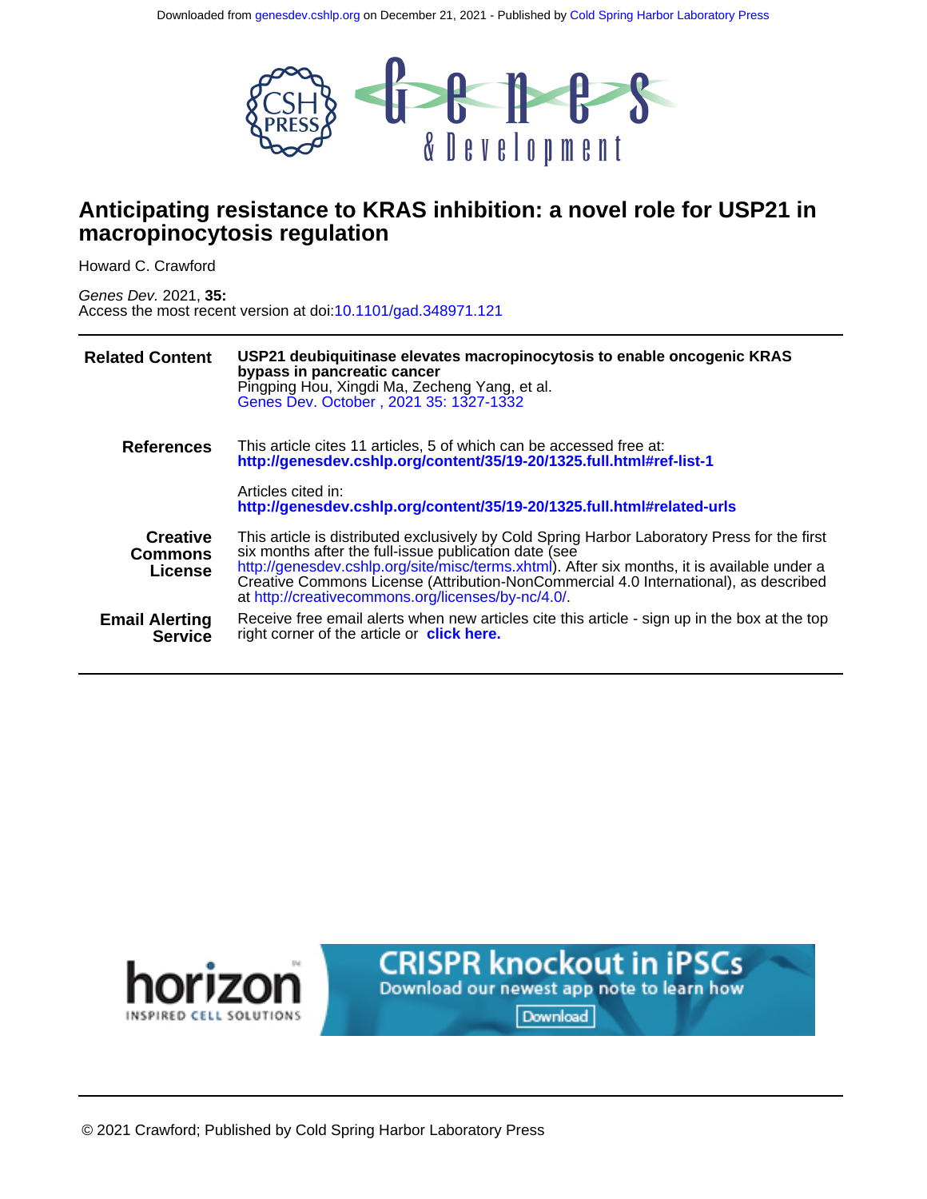Downloaded from genesdev.cshlp.org on December 21, 2021 - Published by Cold Spring Harbor Laboratory Press

# Anticipating resistance to KRAS inhibition: a novel role for USP21 in macropinocytosis regulation

Howard C. Crawford

*Genes Dev.* 2021, **35:**
Access the most recent version at doi:10.1101/gad.348971.121

| | |
|---|---|
| **Related Content** | **USP21 deubiquitinase elevates macropinocytosis to enable oncogenic KRAS bypass in pancreatic cancer** Pingping Hou, Xingdi Ma, Zecheng Yang, et al. Genes Dev. October , 2021 35: 1327-1332 |
| **References** | This article cites 11 articles, 5 of which can be accessed free at: **http://genesdev.cshlp.org/content/35/19-20/1325.full.html#ref-list-1** Articles cited in: **http://genesdev.cshlp.org/content/35/19-20/1325.full.html#related-urls** |
| **Creative Commons License** | This article is distributed exclusively by Cold Spring Harbor Laboratory Press for the first six months after the full-issue publication date (see http://genesdev.cshlp.org/site/misc/terms.xhtml). After six months, it is available under a Creative Commons License (Attribution-NonCommercial 4.0 International), as described at http://creativecommons.org/licenses/by-nc/4.0/. |
| **Email Alerting Service** | Receive free email alerts when new articles cite this article - sign up in the box at the top right corner of the article or **click here.** |

horizon INSPIRED CELL SOLUTIONS — CRISPR knockout in iPSCs — Download our newest app note to learn how — Download

© 2021 Crawford; Published by Cold Spring Harbor Laboratory Press